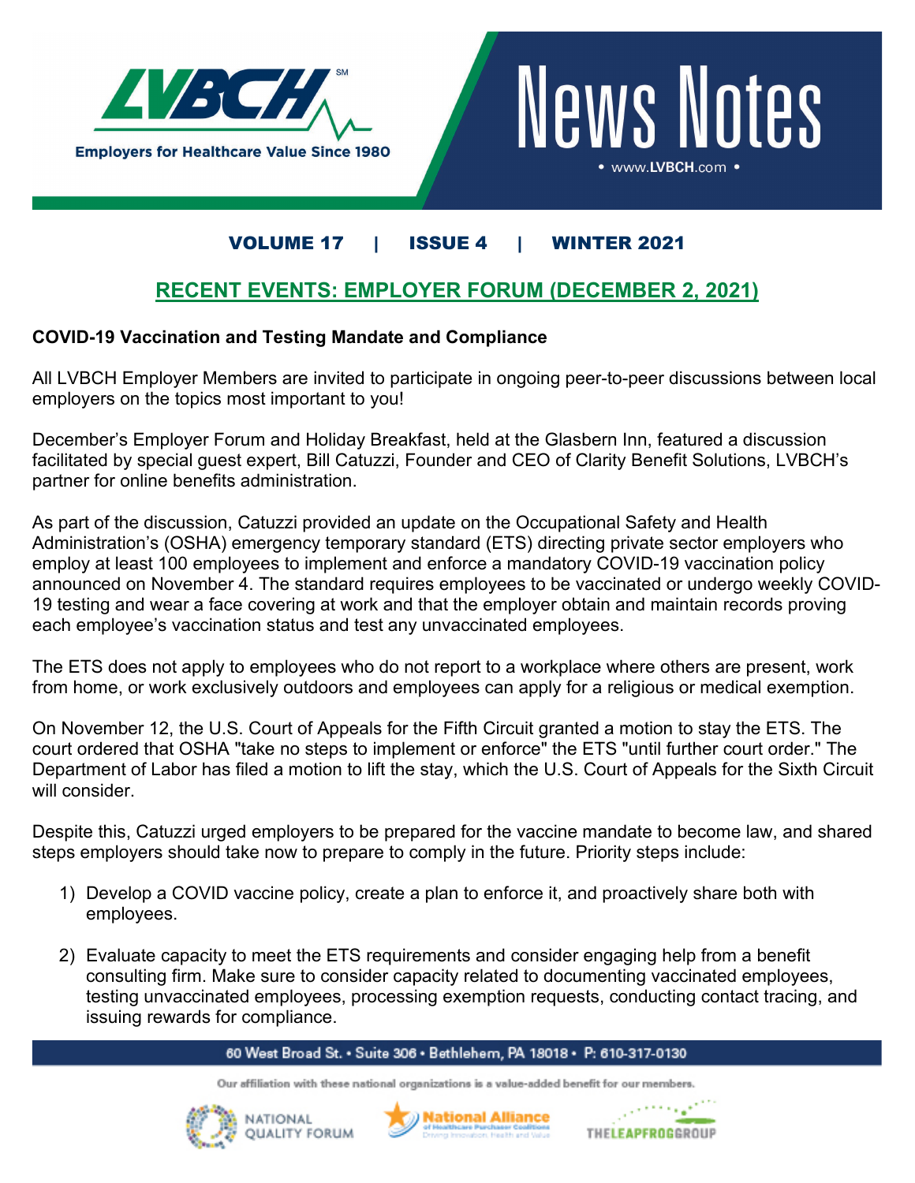# LVBCH News Notes

Employers for Healthcare Value Since 1980

• www.LVBCH.com •

**VOLUME 17 | ISSUE 4 | WINTER 2021**

## RECENT EVENTS: EMPLOYER FORUM (DECEMBER 2, 2021)

**COVID-19 Vaccination and Testing Mandate and Compliance**

All LVBCH Employer Members are invited to participate in ongoing peer-to-peer discussions between local employers on the topics most important to you!

December's Employer Forum and Holiday Breakfast, held at the Glasbern Inn, featured a discussion facilitated by special guest expert, Bill Catuzzi, Founder and CEO of Clarity Benefit Solutions, LVBCH's partner for online benefits administration.

As part of the discussion, Catuzzi provided an update on the Occupational Safety and Health Administration's (OSHA) emergency temporary standard (ETS) directing private sector employers who employ at least 100 employees to implement and enforce a mandatory COVID-19 vaccination policy announced on November 4. The standard requires employees to be vaccinated or undergo weekly COVID-19 testing and wear a face covering at work and that the employer obtain and maintain records proving each employee's vaccination status and test any unvaccinated employees.

The ETS does not apply to employees who do not report to a workplace where others are present, work from home, or work exclusively outdoors and employees can apply for a religious or medical exemption.

On November 12, the U.S. Court of Appeals for the Fifth Circuit granted a motion to stay the ETS. The court ordered that OSHA "take no steps to implement or enforce" the ETS "until further court order." The Department of Labor has filed a motion to lift the stay, which the U.S. Court of Appeals for the Sixth Circuit will consider.

Despite this, Catuzzi urged employers to be prepared for the vaccine mandate to become law, and shared steps employers should take now to prepare to comply in the future. Priority steps include:

1) Develop a COVID vaccine policy, create a plan to enforce it, and proactively share both with employees.

2) Evaluate capacity to meet the ETS requirements and consider engaging help from a benefit consulting firm. Make sure to consider capacity related to documenting vaccinated employees, testing unvaccinated employees, processing exemption requests, conducting contact tracing, and issuing rewards for compliance.

60 West Broad St. • Suite 306 • Bethlehem, PA 18018 • P: 610-317-0130

Our affiliation with these national organizations is a value-added benefit for our members.

NATIONAL QUALITY FORUM · National Alliance of Healthcare Purchaser Coalitions · THE LEAPFROG GROUP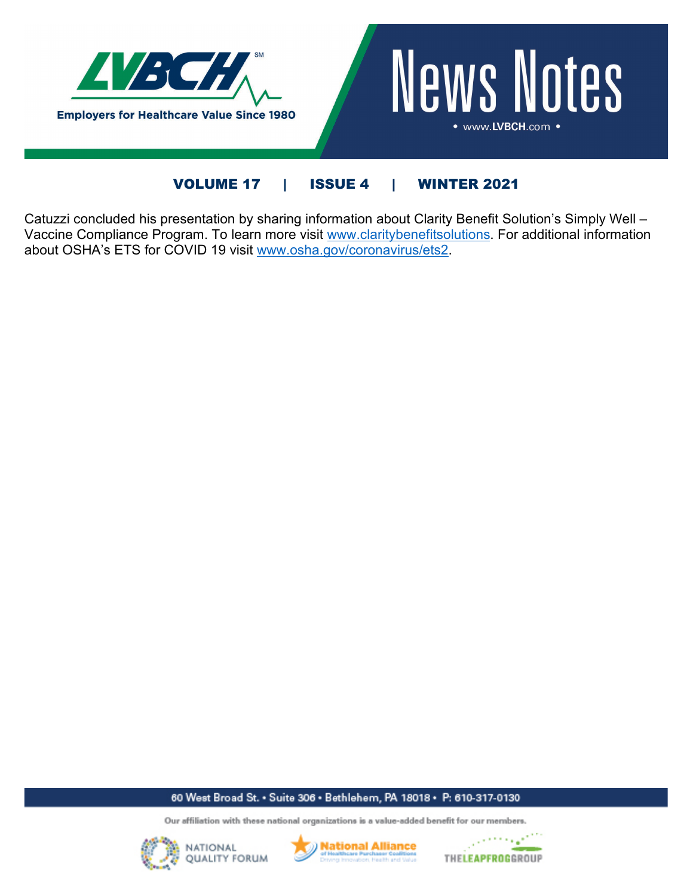Catuzzi concluded his presentation by sharing information about Clarity Benefit Solution's Simply Well – Vaccine Compliance Program. To learn more visit www.claritybenefitsolutions. For additional information about OSHA's ETS for COVID 19 visit www.osha.gov/coronavirus/ets2.